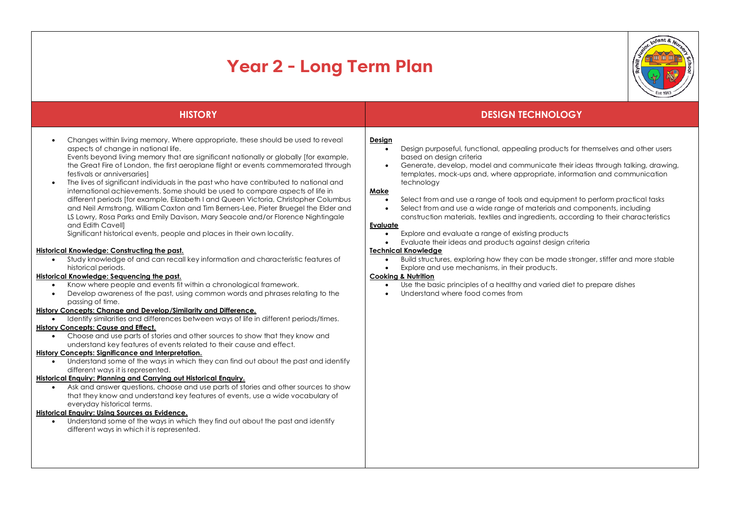# Year 2 - Long Term Plan

## HISTORY

- Changes within living memory. Where appropriate, these should be used to reveal aspects of change in national life.
  Events beyond living memory that are significant nationally or globally [for example, the Great Fire of London, the first aeroplane flight or events commemorated through festivals or anniversaries]
- The lives of significant individuals in the past who have contributed to national and international achievements. Some should be used to compare aspects of life in different periods [for example, Elizabeth I and Queen Victoria, Christopher Columbus and Neil Armstrong, William Caxton and Tim Berners-Lee, Pieter Bruegel the Elder and LS Lowry, Rosa Parks and Emily Davison, Mary Seacole and/or Florence Nightingale and Edith Cavell]
  Significant historical events, people and places in their own locality.

**Historical Knowledge: Constructing the past.**

- Study knowledge of and can recall key information and characteristic features of historical periods.

**Historical Knowledge: Sequencing the past.**

- Know where people and events fit within a chronological framework.
- Develop awareness of the past, using common words and phrases relating to the passing of time.

**History Concepts: Change and Develop/Similarity and Difference.**

- Identify similarities and differences between ways of life in different periods/times.

**History Concepts: Cause and Effect.**

- Choose and use parts of stories and other sources to show that they know and understand key features of events related to their cause and effect.

**History Concepts: Significance and Interpretation.**

- Understand some of the ways in which they can find out about the past and identify different ways it is represented.

**Historical Enquiry: Planning and Carrying out Historical Enquiry.**

- Ask and answer questions, choose and use parts of stories and other sources to show that they know and understand key features of events, use a wide vocabulary of everyday historical terms.

**Historical Enquiry: Using Sources as Evidence.**

- Understand some of the ways in which they find out about the past and identify different ways in which it is represented.

## DESIGN TECHNOLOGY

**Design**

- Design purposeful, functional, appealing products for themselves and other users based on design criteria
- Generate, develop, model and communicate their ideas through talking, drawing, templates, mock-ups and, where appropriate, information and communication technology

**Make**

- Select from and use a range of tools and equipment to perform practical tasks
- Select from and use a wide range of materials and components, including construction materials, textiles and ingredients, according to their characteristics

**Evaluate**

- Explore and evaluate a range of existing products
- Evaluate their ideas and products against design criteria

**Technical Knowledge**

- Build structures, exploring how they can be made stronger, stiffer and more stable
- Explore and use mechanisms, in their products.

**Cooking & Nutrition**

- Use the basic principles of a healthy and varied diet to prepare dishes
- Understand where food comes from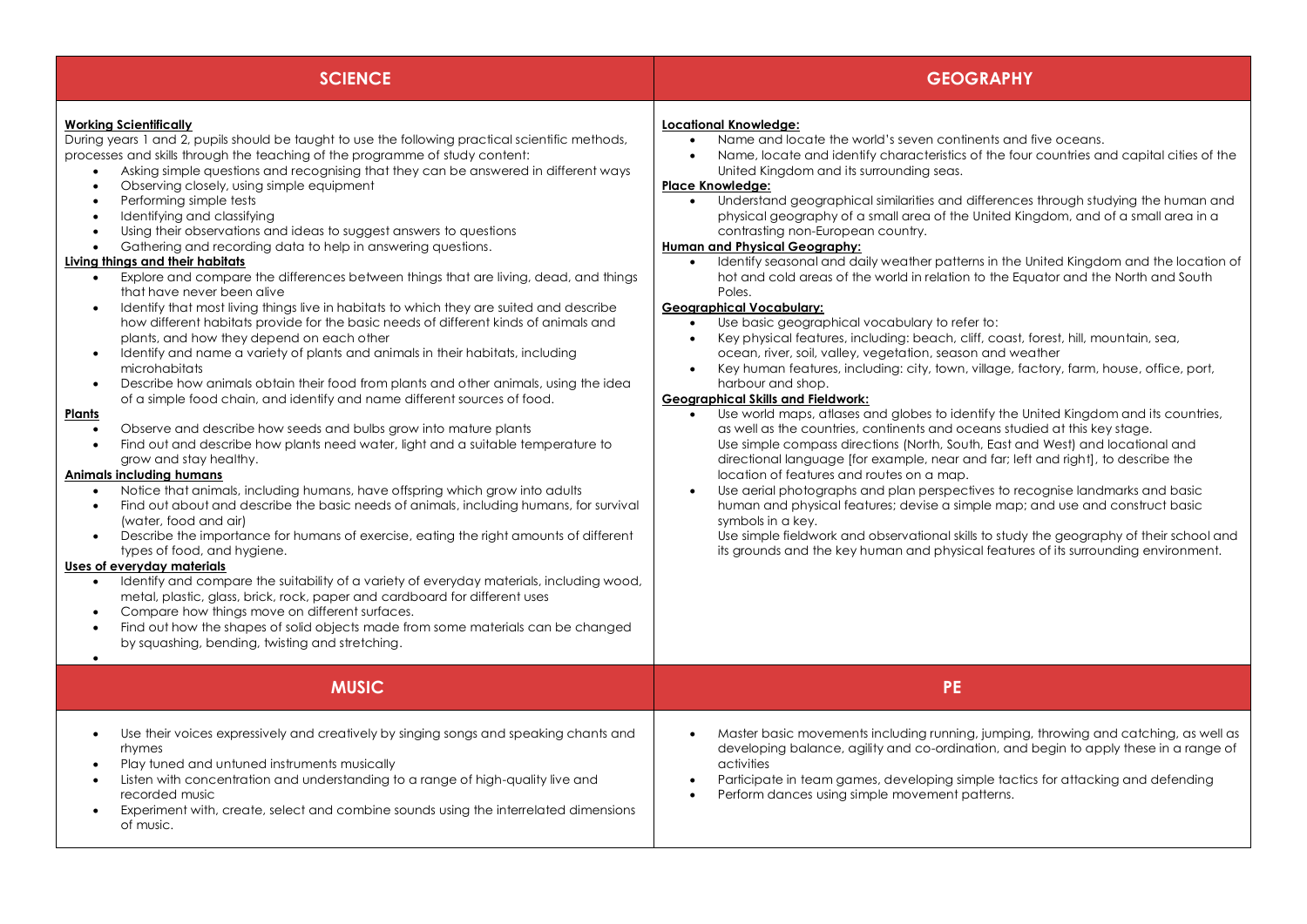## SCIENCE

**Working Scientifically**

During years 1 and 2, pupils should be taught to use the following practical scientific methods, processes and skills through the teaching of the programme of study content:

- Asking simple questions and recognising that they can be answered in different ways
- Observing closely, using simple equipment
- Performing simple tests
- Identifying and classifying
- Using their observations and ideas to suggest answers to questions
- Gathering and recording data to help in answering questions.

**Living things and their habitats**

- Explore and compare the differences between things that are living, dead, and things that have never been alive
- Identify that most living things live in habitats to which they are suited and describe how different habitats provide for the basic needs of different kinds of animals and plants, and how they depend on each other
- Identify and name a variety of plants and animals in their habitats, including microhabitats
- Describe how animals obtain their food from plants and other animals, using the idea of a simple food chain, and identify and name different sources of food.

**Plants**

- Observe and describe how seeds and bulbs grow into mature plants
- Find out and describe how plants need water, light and a suitable temperature to grow and stay healthy.

**Animals including humans**

- Notice that animals, including humans, have offspring which grow into adults
- Find out about and describe the basic needs of animals, including humans, for survival (water, food and air)
- Describe the importance for humans of exercise, eating the right amounts of different types of food, and hygiene.

**Uses of everyday materials**

- Identify and compare the suitability of a variety of everyday materials, including wood, metal, plastic, glass, brick, rock, paper and cardboard for different uses
- Compare how things move on different surfaces.
- Find out how the shapes of solid objects made from some materials can be changed by squashing, bending, twisting and stretching.

## GEOGRAPHY

**Locational Knowledge:**

- Name and locate the world's seven continents and five oceans.
- Name, locate and identify characteristics of the four countries and capital cities of the United Kingdom and its surrounding seas.

**Place Knowledge:**

- Understand geographical similarities and differences through studying the human and physical geography of a small area of the United Kingdom, and of a small area in a contrasting non-European country.

**Human and Physical Geography:**

- Identify seasonal and daily weather patterns in the United Kingdom and the location of hot and cold areas of the world in relation to the Equator and the North and South Poles.

**Geographical Vocabulary:**

- Use basic geographical vocabulary to refer to:
- Key physical features, including: beach, cliff, coast, forest, hill, mountain, sea, ocean, river, soil, valley, vegetation, season and weather
- Key human features, including: city, town, village, factory, farm, house, office, port, harbour and shop.

**Geographical Skills and Fieldwork:**

- Use world maps, atlases and globes to identify the United Kingdom and its countries, as well as the countries, continents and oceans studied at this key stage.
  Use simple compass directions (North, South, East and West) and locational and directional language [for example, near and far; left and right], to describe the location of features and routes on a map.
- Use aerial photographs and plan perspectives to recognise landmarks and basic human and physical features; devise a simple map; and use and construct basic symbols in a key.
  Use simple fieldwork and observational skills to study the geography of their school and its grounds and the key human and physical features of its surrounding environment.

## MUSIC

- Use their voices expressively and creatively by singing songs and speaking chants and rhymes
- Play tuned and untuned instruments musically
- Listen with concentration and understanding to a range of high-quality live and recorded music
- Experiment with, create, select and combine sounds using the interrelated dimensions of music.

## PE

- Master basic movements including running, jumping, throwing and catching, as well as developing balance, agility and co-ordination, and begin to apply these in a range of activities
- Participate in team games, developing simple tactics for attacking and defending
- Perform dances using simple movement patterns.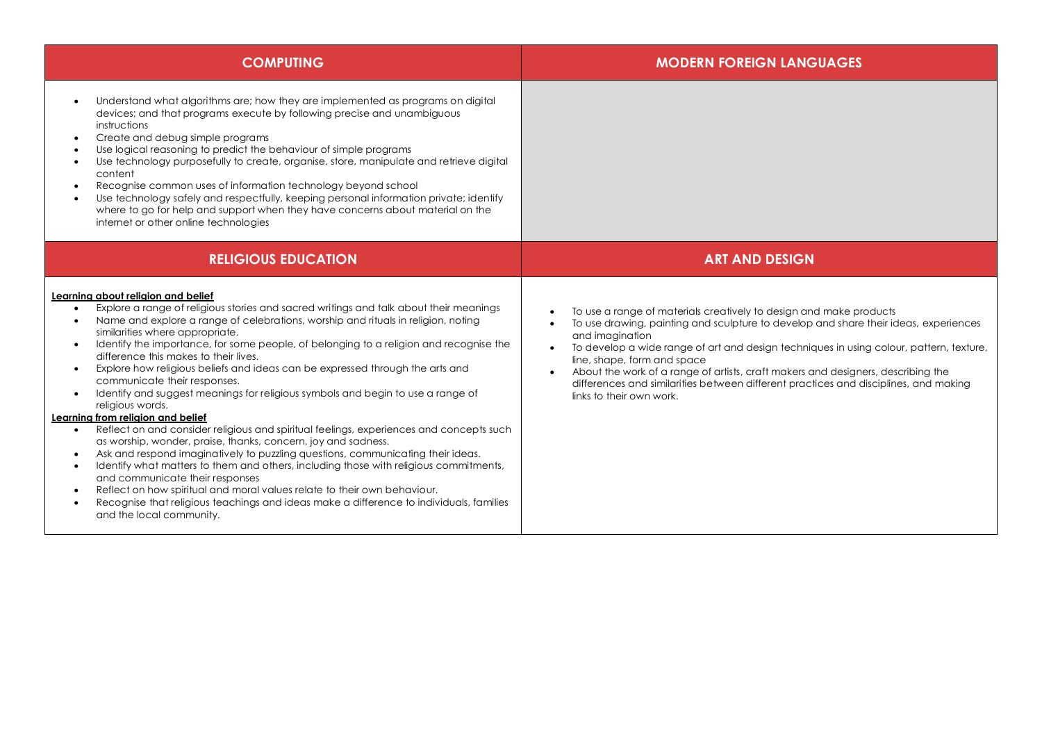## COMPUTING

- Understand what algorithms are; how they are implemented as programs on digital devices; and that programs execute by following precise and unambiguous instructions
- Create and debug simple programs
- Use logical reasoning to predict the behaviour of simple programs
- Use technology purposefully to create, organise, store, manipulate and retrieve digital content
- Recognise common uses of information technology beyond school
- Use technology safely and respectfully, keeping personal information private; identify where to go for help and support when they have concerns about material on the internet or other online technologies

## MODERN FOREIGN LANGUAGES

## RELIGIOUS EDUCATION

**Learning about religion and belief**

- Explore a range of religious stories and sacred writings and talk about their meanings
- Name and explore a range of celebrations, worship and rituals in religion, noting similarities where appropriate.
- Identify the importance, for some people, of belonging to a religion and recognise the difference this makes to their lives.
- Explore how religious beliefs and ideas can be expressed through the arts and communicate their responses.
- Identify and suggest meanings for religious symbols and begin to use a range of religious words.

**Learning from religion and belief**

- Reflect on and consider religious and spiritual feelings, experiences and concepts such as worship, wonder, praise, thanks, concern, joy and sadness.
- Ask and respond imaginatively to puzzling questions, communicating their ideas.
- Identify what matters to them and others, including those with religious commitments, and communicate their responses
- Reflect on how spiritual and moral values relate to their own behaviour.
- Recognise that religious teachings and ideas make a difference to individuals, families and the local community.

## ART AND DESIGN

- To use a range of materials creatively to design and make products
- To use drawing, painting and sculpture to develop and share their ideas, experiences and imagination
- To develop a wide range of art and design techniques in using colour, pattern, texture, line, shape, form and space
- About the work of a range of artists, craft makers and designers, describing the differences and similarities between different practices and disciplines, and making links to their own work.